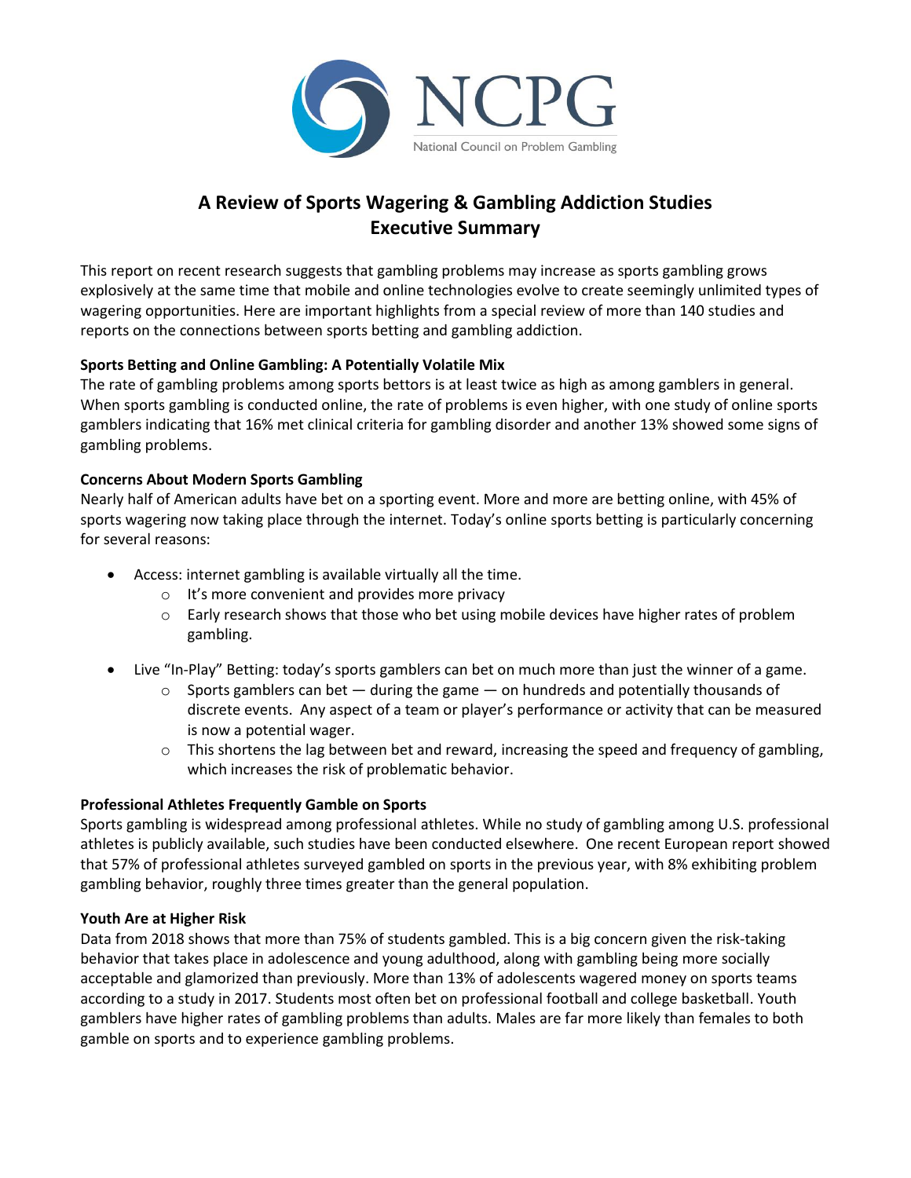NCPG

National Council on Problem Gambling

# A Review of Sports Wagering & Gambling Addiction Studies
# Executive Summary

This report on recent research suggests that gambling problems may increase as sports gambling grows explosively at the same time that mobile and online technologies evolve to create seemingly unlimited types of wagering opportunities. Here are important highlights from a special review of more than 140 studies and reports on the connections between sports betting and gambling addiction.

**Sports Betting and Online Gambling: A Potentially Volatile Mix**

The rate of gambling problems among sports bettors is at least twice as high as among gamblers in general. When sports gambling is conducted online, the rate of problems is even higher, with one study of online sports gamblers indicating that 16% met clinical criteria for gambling disorder and another 13% showed some signs of gambling problems.

**Concerns About Modern Sports Gambling**

Nearly half of American adults have bet on a sporting event. More and more are betting online, with 45% of sports wagering now taking place through the internet. Today's online sports betting is particularly concerning for several reasons:

- Access: internet gambling is available virtually all the time.
  - It's more convenient and provides more privacy
  - Early research shows that those who bet using mobile devices have higher rates of problem gambling.
- Live "In-Play" Betting: today's sports gamblers can bet on much more than just the winner of a game.
  - Sports gamblers can bet — during the game — on hundreds and potentially thousands of discrete events. Any aspect of a team or player's performance or activity that can be measured is now a potential wager.
  - This shortens the lag between bet and reward, increasing the speed and frequency of gambling, which increases the risk of problematic behavior.

**Professional Athletes Frequently Gamble on Sports**

Sports gambling is widespread among professional athletes. While no study of gambling among U.S. professional athletes is publicly available, such studies have been conducted elsewhere. One recent European report showed that 57% of professional athletes surveyed gambled on sports in the previous year, with 8% exhibiting problem gambling behavior, roughly three times greater than the general population.

**Youth Are at Higher Risk**

Data from 2018 shows that more than 75% of students gambled. This is a big concern given the risk-taking behavior that takes place in adolescence and young adulthood, along with gambling being more socially acceptable and glamorized than previously. More than 13% of adolescents wagered money on sports teams according to a study in 2017. Students most often bet on professional football and college basketball. Youth gamblers have higher rates of gambling problems than adults. Males are far more likely than females to both gamble on sports and to experience gambling problems.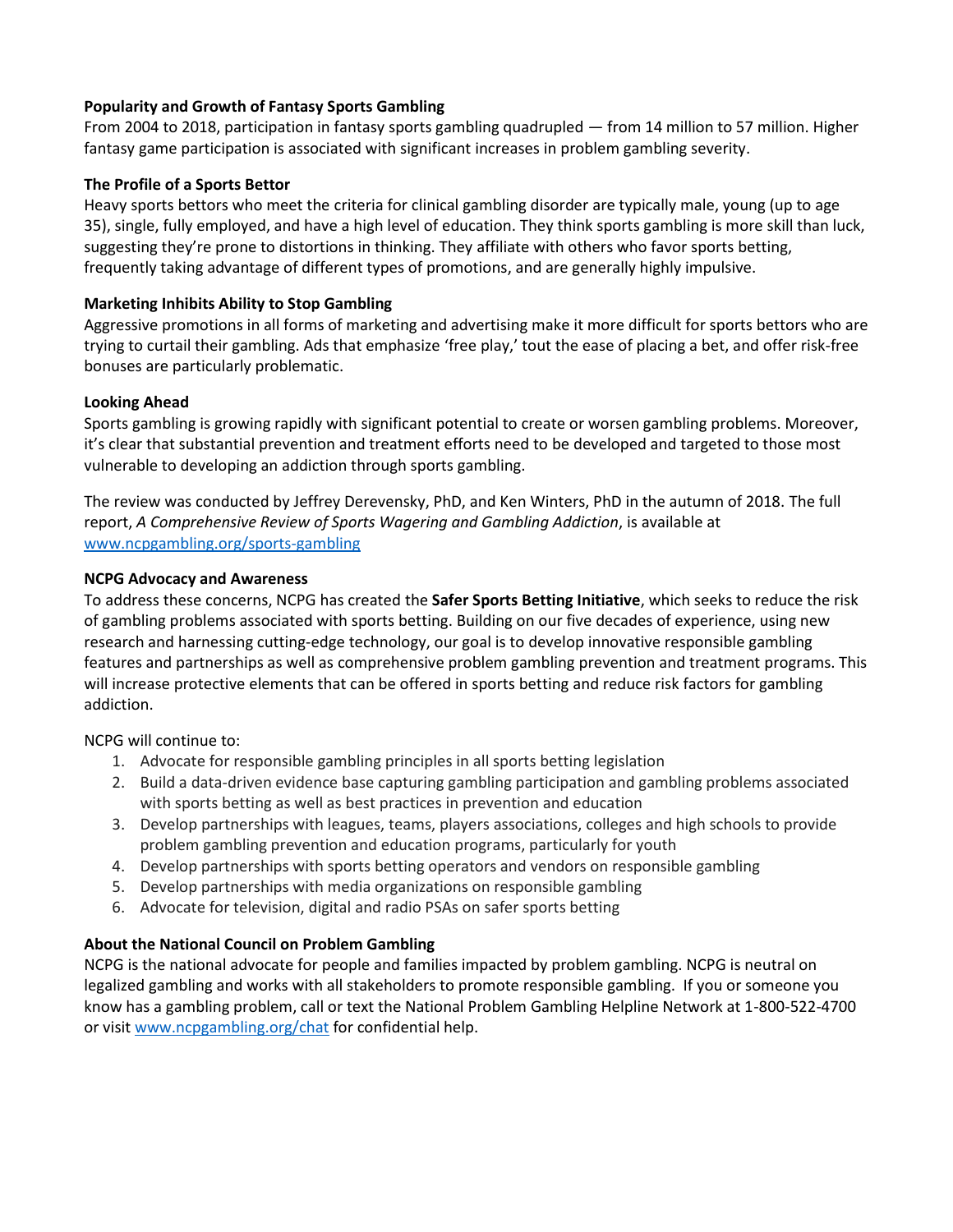**Popularity and Growth of Fantasy Sports Gambling**

From 2004 to 2018, participation in fantasy sports gambling quadrupled — from 14 million to 57 million. Higher fantasy game participation is associated with significant increases in problem gambling severity.

**The Profile of a Sports Bettor**

Heavy sports bettors who meet the criteria for clinical gambling disorder are typically male, young (up to age 35), single, fully employed, and have a high level of education. They think sports gambling is more skill than luck, suggesting they're prone to distortions in thinking. They affiliate with others who favor sports betting, frequently taking advantage of different types of promotions, and are generally highly impulsive.

**Marketing Inhibits Ability to Stop Gambling**

Aggressive promotions in all forms of marketing and advertising make it more difficult for sports bettors who are trying to curtail their gambling. Ads that emphasize 'free play,' tout the ease of placing a bet, and offer risk-free bonuses are particularly problematic.

**Looking Ahead**

Sports gambling is growing rapidly with significant potential to create or worsen gambling problems. Moreover, it's clear that substantial prevention and treatment efforts need to be developed and targeted to those most vulnerable to developing an addiction through sports gambling.

The review was conducted by Jeffrey Derevensky, PhD, and Ken Winters, PhD in the autumn of 2018. The full report, *A Comprehensive Review of Sports Wagering and Gambling Addiction*, is available at www.ncpgambling.org/sports-gambling

**NCPG Advocacy and Awareness**

To address these concerns, NCPG has created the **Safer Sports Betting Initiative**, which seeks to reduce the risk of gambling problems associated with sports betting. Building on our five decades of experience, using new research and harnessing cutting-edge technology, our goal is to develop innovative responsible gambling features and partnerships as well as comprehensive problem gambling prevention and treatment programs. This will increase protective elements that can be offered in sports betting and reduce risk factors for gambling addiction.

NCPG will continue to:

1. Advocate for responsible gambling principles in all sports betting legislation
2. Build a data-driven evidence base capturing gambling participation and gambling problems associated with sports betting as well as best practices in prevention and education
3. Develop partnerships with leagues, teams, players associations, colleges and high schools to provide problem gambling prevention and education programs, particularly for youth
4. Develop partnerships with sports betting operators and vendors on responsible gambling
5. Develop partnerships with media organizations on responsible gambling
6. Advocate for television, digital and radio PSAs on safer sports betting

**About the National Council on Problem Gambling**

NCPG is the national advocate for people and families impacted by problem gambling. NCPG is neutral on legalized gambling and works with all stakeholders to promote responsible gambling. If you or someone you know has a gambling problem, call or text the National Problem Gambling Helpline Network at 1-800-522-4700 or visit www.ncpgambling.org/chat for confidential help.